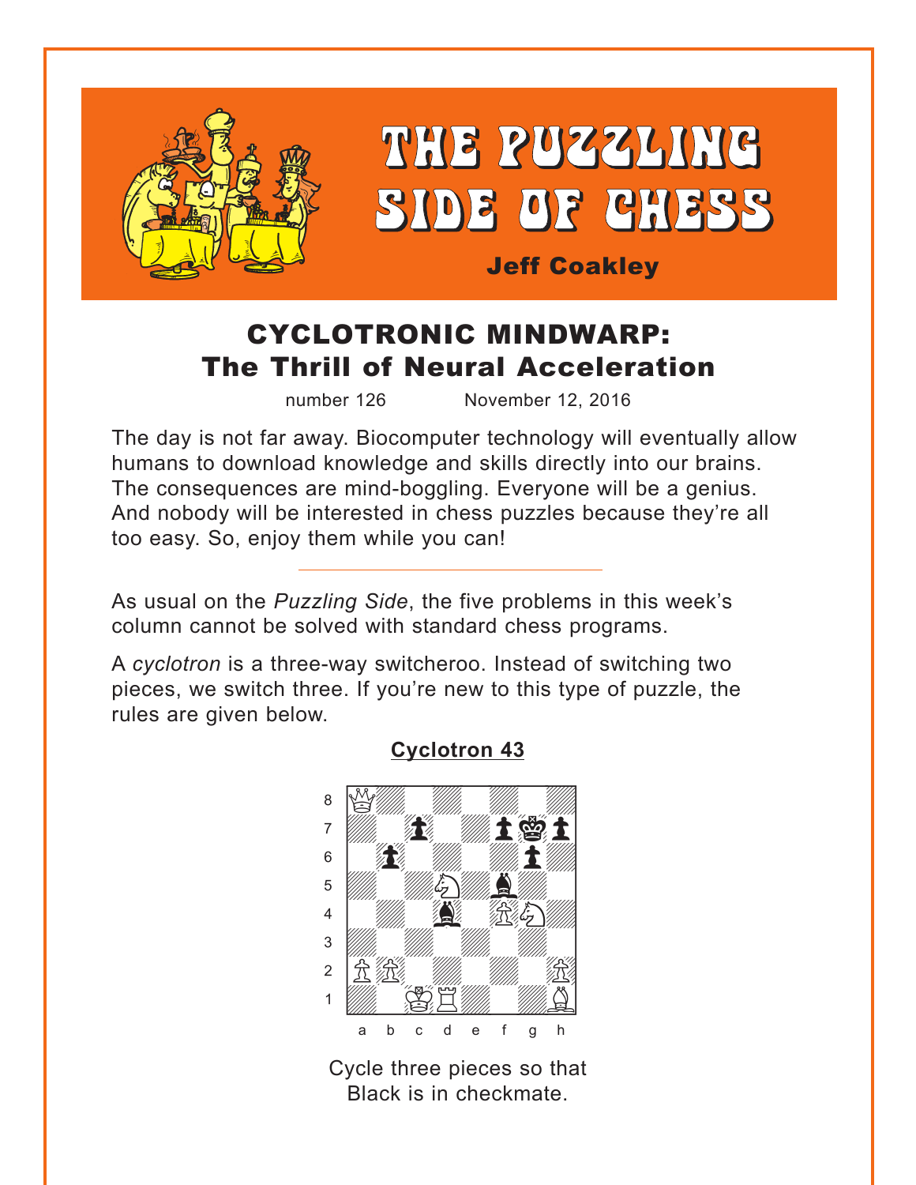# THE PUZZLING SIDE OF CHESS

**Jeff Coakley**

## CYCLOTRONIC MINDWARP: The Thrill of Neural Acceleration

number 126 November 12, 2016

The day is not far away. Biocomputer technology will eventually allow humans to download knowledge and skills directly into our brains. The consequences are mind-boggling. Everyone will be a genius. And nobody will be interested in chess puzzles because they're all too easy. So, enjoy them while you can!

---

As usual on the *Puzzling Side*, the five problems in this week's column cannot be solved with standard chess programs.

A *cyclotron* is a three-way switcheroo. Instead of switching two pieces, we switch three. If you're new to this type of puzzle, the rules are given below.

**Cyclotron 43**

Cycle three pieces so that Black is in checkmate.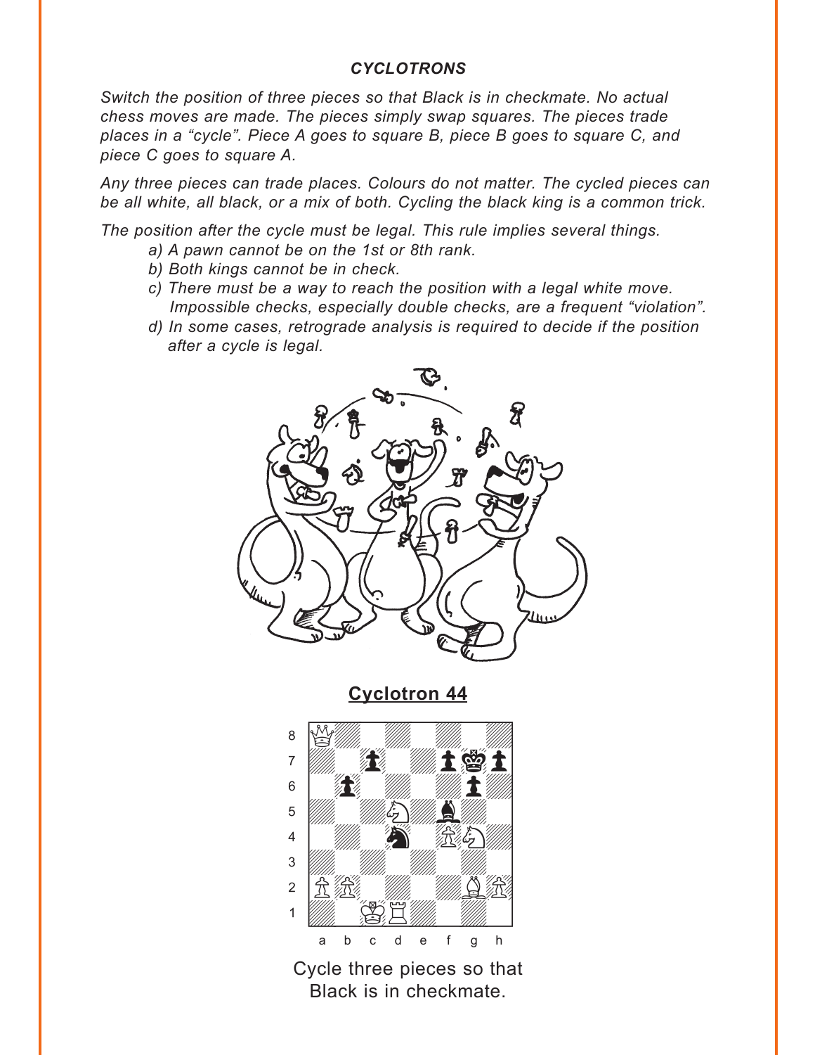### *CYCLOTRONS*

*Switch the position of three pieces so that Black is in checkmate. No actual chess moves are made. The pieces simply swap squares. The pieces trade places in a "cycle". Piece A goes to square B, piece B goes to square C, and piece C goes to square A.*

*Any three pieces can trade places. Colours do not matter. The cycled pieces can be all white, all black, or a mix of both. Cycling the black king is a common trick.*

*The position after the cycle must be legal. This rule implies several things.*

- *a) A pawn cannot be on the 1st or 8th rank.*
- *b) Both kings cannot be in check.*
- *c) There must be a way to reach the position with a legal white move. Impossible checks, especially double checks, are a frequent "violation".*
- *d) In some cases, retrograde analysis is required to decide if the position after a cycle is legal.*

## Cyclotron 44

Cycle three pieces so that Black is in checkmate.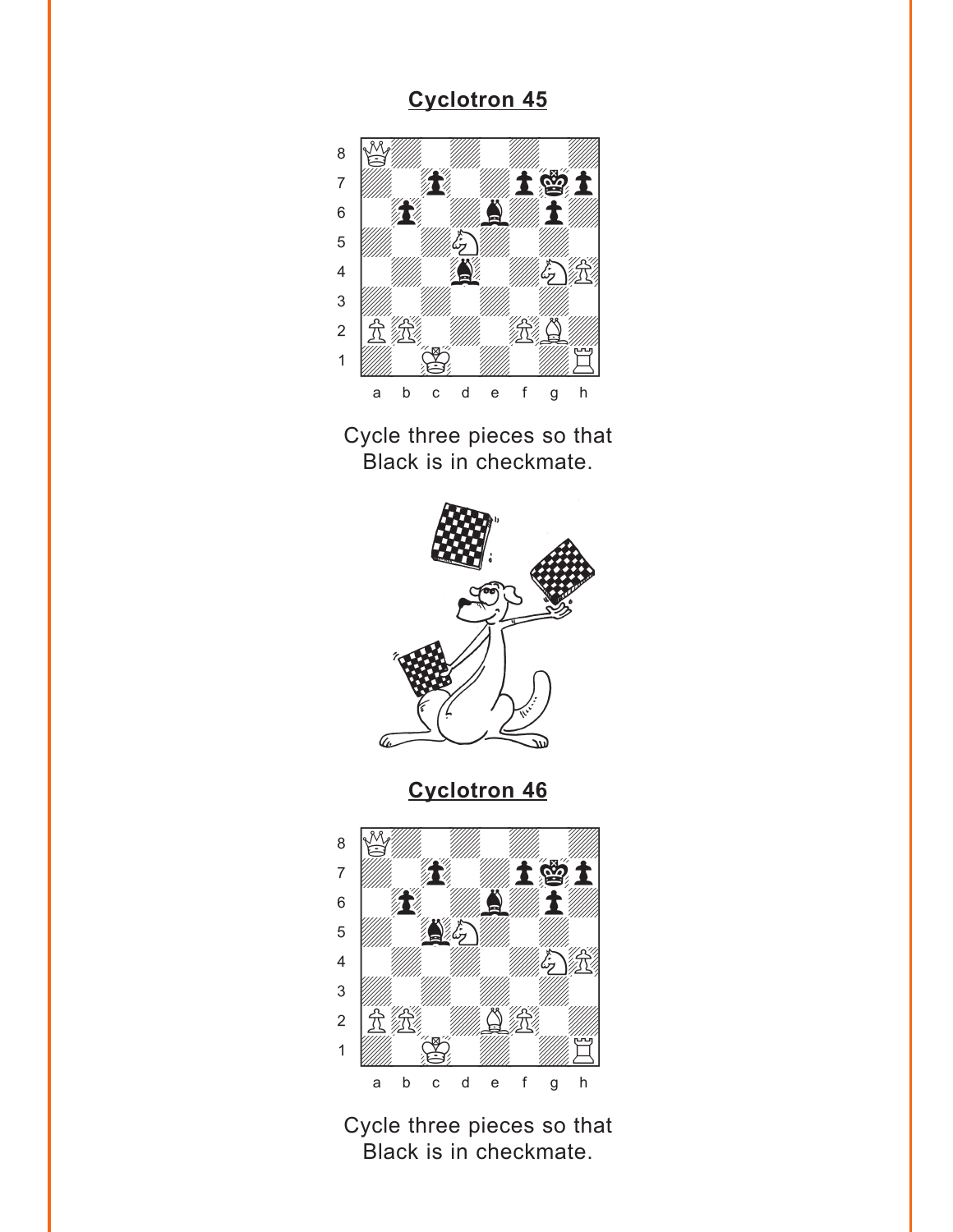## Cyclotron 45

Cycle three pieces so that Black is in checkmate.

## Cyclotron 46

Cycle three pieces so that Black is in checkmate.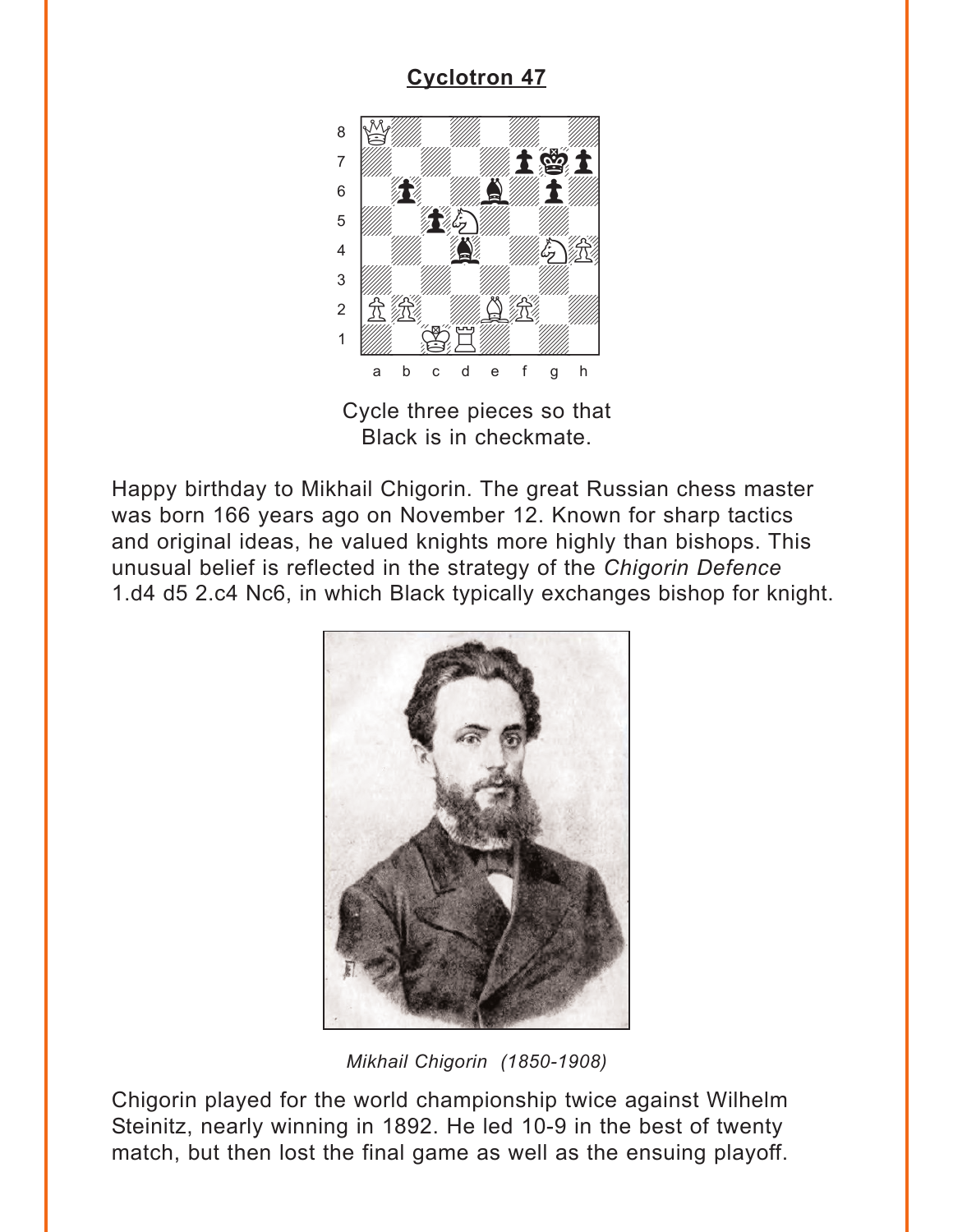## Cyclotron 47

Cycle three pieces so that Black is in checkmate.

Happy birthday to Mikhail Chigorin. The great Russian chess master was born 166 years ago on November 12. Known for sharp tactics and original ideas, he valued knights more highly than bishops. This unusual belief is reflected in the strategy of the *Chigorin Defence* 1.d4 d5 2.c4 Nc6, in which Black typically exchanges bishop for knight.

*Mikhail Chigorin (1850-1908)*

Chigorin played for the world championship twice against Wilhelm Steinitz, nearly winning in 1892. He led 10-9 in the best of twenty match, but then lost the final game as well as the ensuing playoff.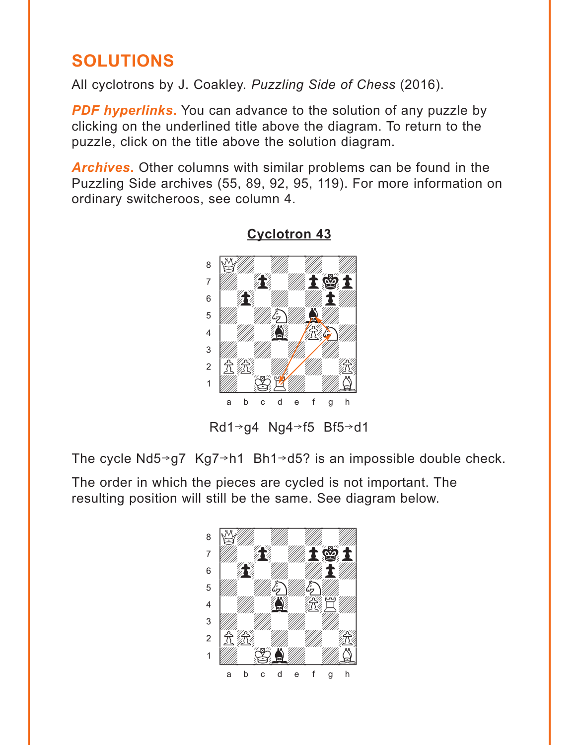## SOLUTIONS

All cyclotrons by J. Coakley. *Puzzling Side of Chess* (2016).

***PDF hyperlinks.*** You can advance to the solution of any puzzle by clicking on the underlined title above the diagram. To return to the puzzle, click on the title above the solution diagram.

***Archives.*** Other columns with similar problems can be found in the Puzzling Side archives (55, 89, 92, 95, 119). For more information on ordinary switcheroos, see column 4.

**Cyclotron 43**

Rd1→g4  Ng4→f5  Bf5→d1

The cycle Nd5→g7  Kg7→h1  Bh1→d5? is an impossible double check.

The order in which the pieces are cycled is not important. The resulting position will still be the same. See diagram below.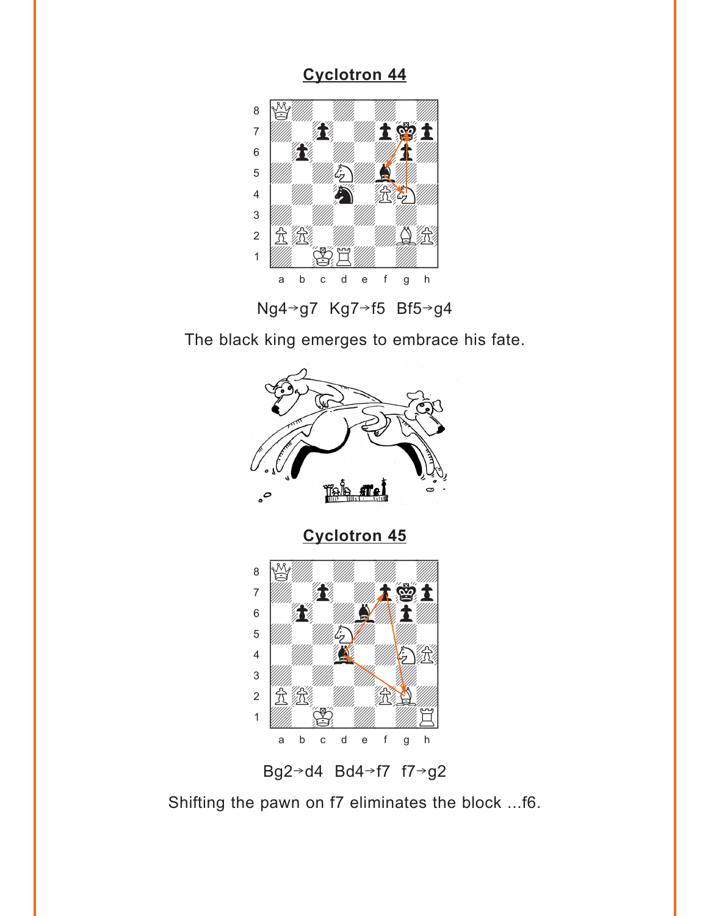## Cyclotron 44

Ng4→g7 Kg7→f5 Bf5→g4

The black king emerges to embrace his fate.

## Cyclotron 45

Bg2→d4 Bd4→f7 f7→g2

Shifting the pawn on f7 eliminates the block ...f6.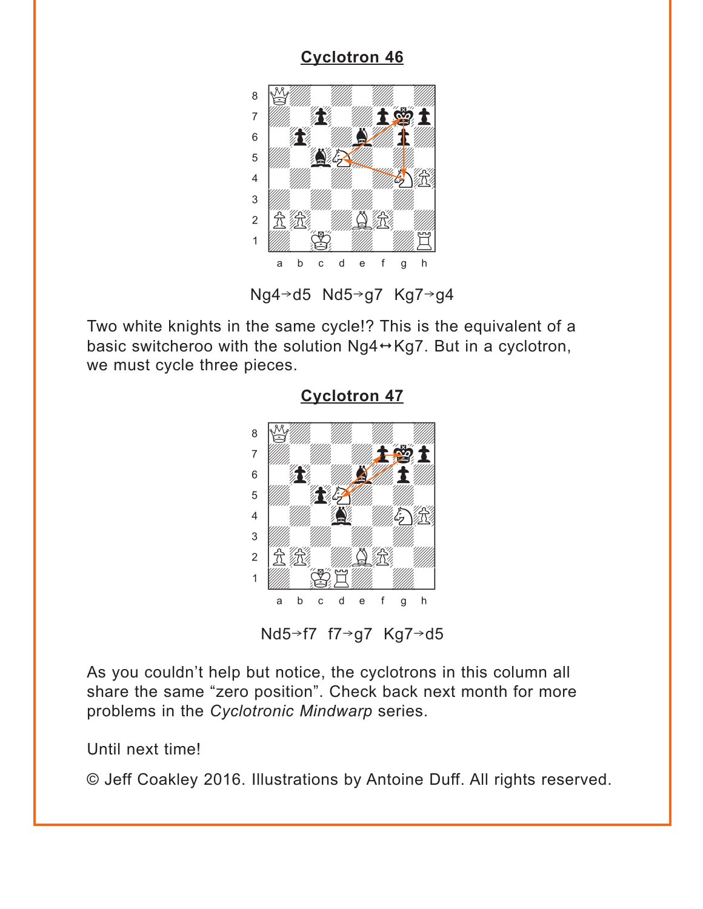**Cyclotron 46**

Ng4→d5 Nd5→g7 Kg7→g4

Two white knights in the same cycle!? This is the equivalent of a basic switcheroo with the solution Ng4↔Kg7. But in a cyclotron, we must cycle three pieces.

**Cyclotron 47**

Nd5→f7 f7→g7 Kg7→d5

As you couldn't help but notice, the cyclotrons in this column all share the same "zero position". Check back next month for more problems in the *Cyclotronic Mindwarp* series.

Until next time!

© Jeff Coakley 2016. Illustrations by Antoine Duff. All rights reserved.